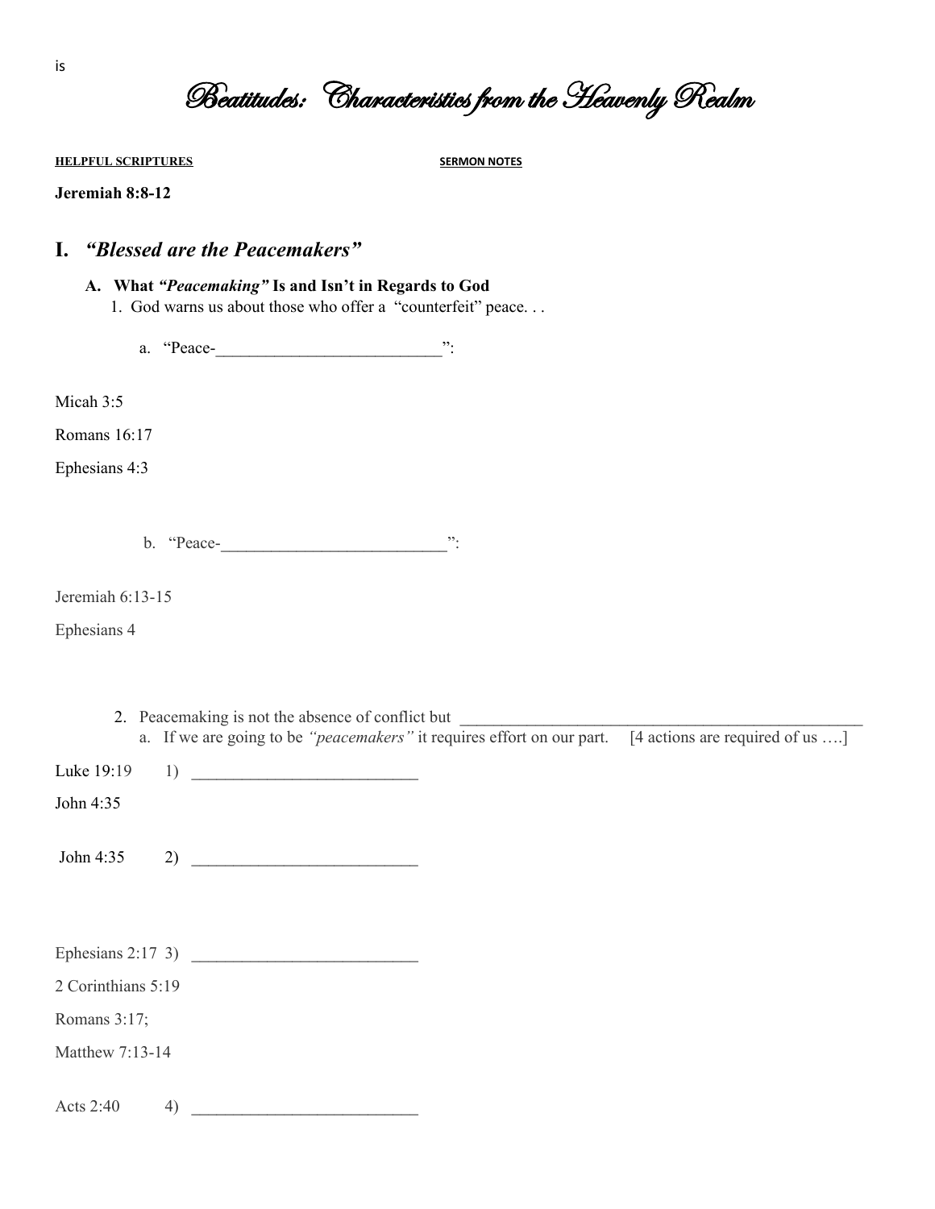is

# Beatitudes: Characteristics from the Heavenly Realm

**HELPFUL SCRIPTURES** **SERMON NOTES**

**Jeremiah 8:8-12**

## I. *"Blessed are the Peacemakers"*

### A. What *"Peacemaking"* Is and Isn't in Regards to God

1. God warns us about those who offer a "counterfeit" peace. . .

   a. "Peace-__________________________":

Micah 3:5

Romans 16:17

Ephesians 4:3

   b. "Peace-__________________________":

Jeremiah 6:13-15

Ephesians 4

2. Peacemaking is not the absence of conflict but ________________________________________________

   a. If we are going to be *"peacemakers"* it requires effort on our part. [4 actions are required of us ….]

Luke 19:19 1) __________________________

John 4:35

John 4:35 2) __________________________

Ephesians 2:17 3) __________________________

2 Corinthians 5:19

Romans 3:17;

Matthew 7:13-14

Acts 2:40 4) __________________________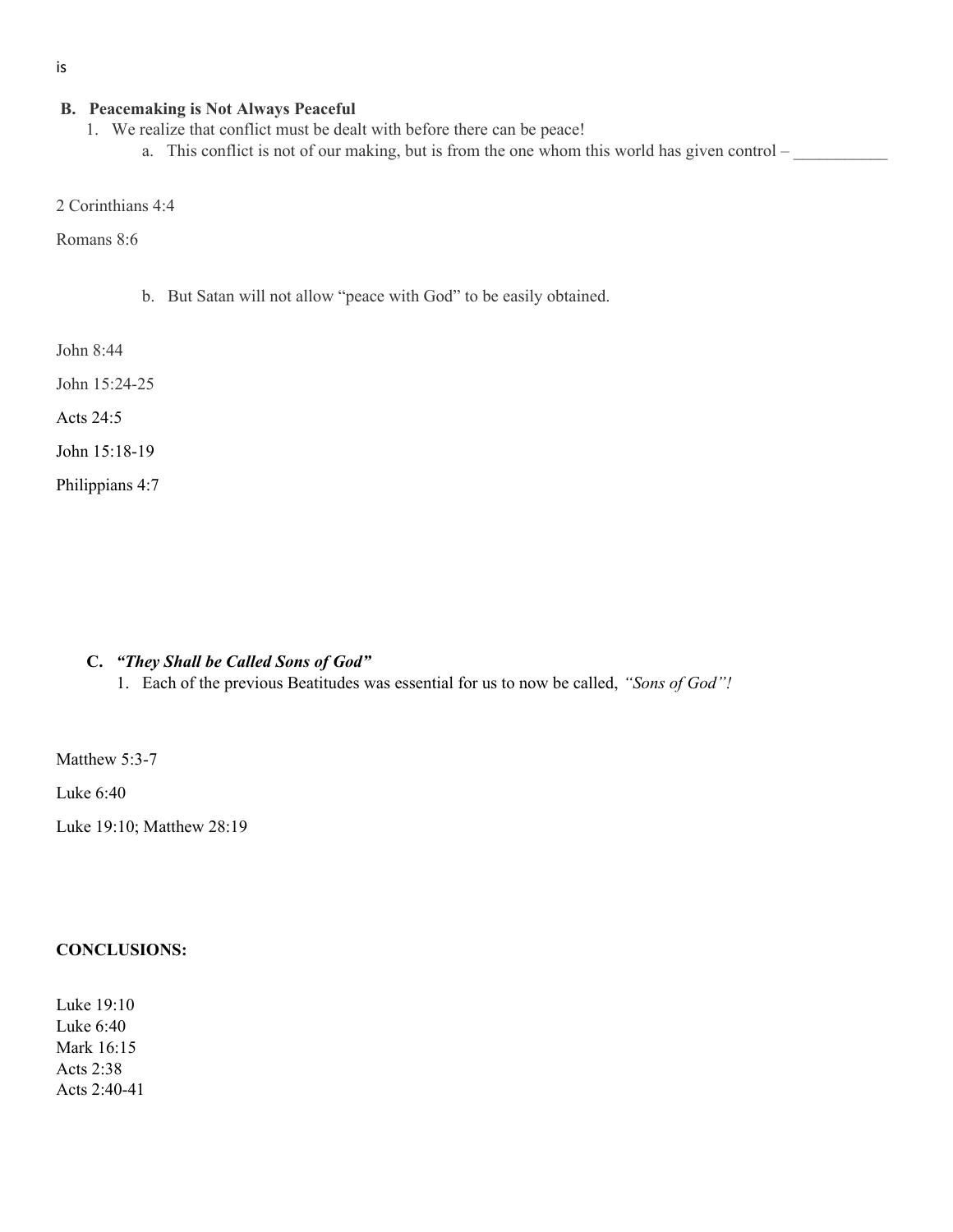is

**B. Peacemaking is Not Always Peaceful**

1. We realize that conflict must be dealt with before there can be peace!
   a. This conflict is not of our making, but is from the one whom this world has given control – ___________

2 Corinthians 4:4

Romans 8:6

   b. But Satan will not allow "peace with God" to be easily obtained.

John 8:44

John 15:24-25

Acts 24:5

John 15:18-19

Philippians 4:7

**C. *"They Shall be Called Sons of God"***

1. Each of the previous Beatitudes was essential for us to now be called, *"Sons of God"!*

Matthew 5:3-7

Luke 6:40

Luke 19:10; Matthew 28:19

**CONCLUSIONS:**

Luke 19:10
Luke 6:40
Mark 16:15
Acts 2:38
Acts 2:40-41